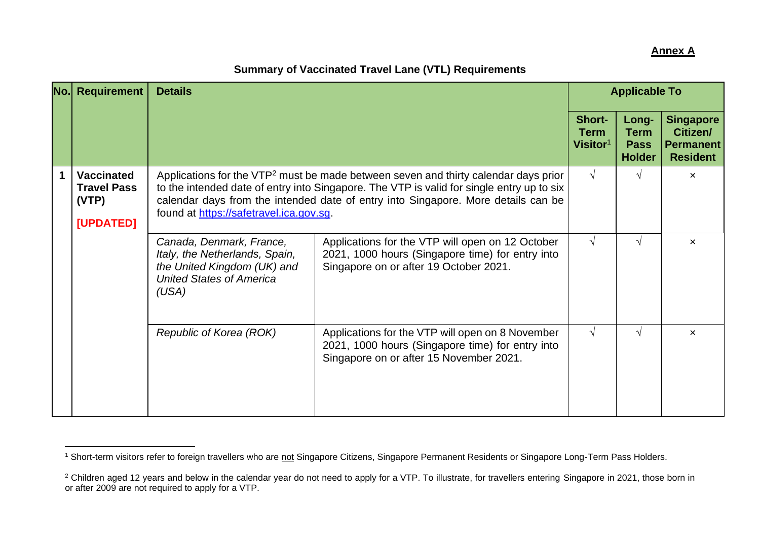**Annex A**

## Summary of Vaccinated Travel Lane (VTL) Requirements

| No. | Requirement | Details | | Applicable To | | |
|---|---|---|---|---|---|---|
| | | | | Short-Term Visitor[1] | Long-Term Pass Holder | Singapore Citizen/ Permanent Resident |
| 1 | **Vaccinated Travel Pass (VTP)** **[UPDATED]** | Applications for the VTP[2] must be made between seven and thirty calendar days prior to the intended date of entry into Singapore. The VTP is valid for single entry up to six calendar days from the intended date of entry into Singapore. More details can be found at [https://safetravel.ica.gov.sg](https://safetravel.ica.gov.sg). | | √ | √ | × |
| | | *Canada, Denmark, France, Italy, the Netherlands, Spain, the United Kingdom (UK) and United States of America (USA)* | Applications for the VTP will open on 12 October 2021, 1000 hours (Singapore time) for entry into Singapore on or after 19 October 2021. | √ | √ | × |
| | | *Republic of Korea (ROK)* | Applications for the VTP will open on 8 November 2021, 1000 hours (Singapore time) for entry into Singapore on or after 15 November 2021. | √ | √ | × |

[1] Short-term visitors refer to foreign travellers who are not Singapore Citizens, Singapore Permanent Residents or Singapore Long-Term Pass Holders.

[2] Children aged 12 years and below in the calendar year do not need to apply for a VTP. To illustrate, for travellers entering Singapore in 2021, those born in or after 2009 are not required to apply for a VTP.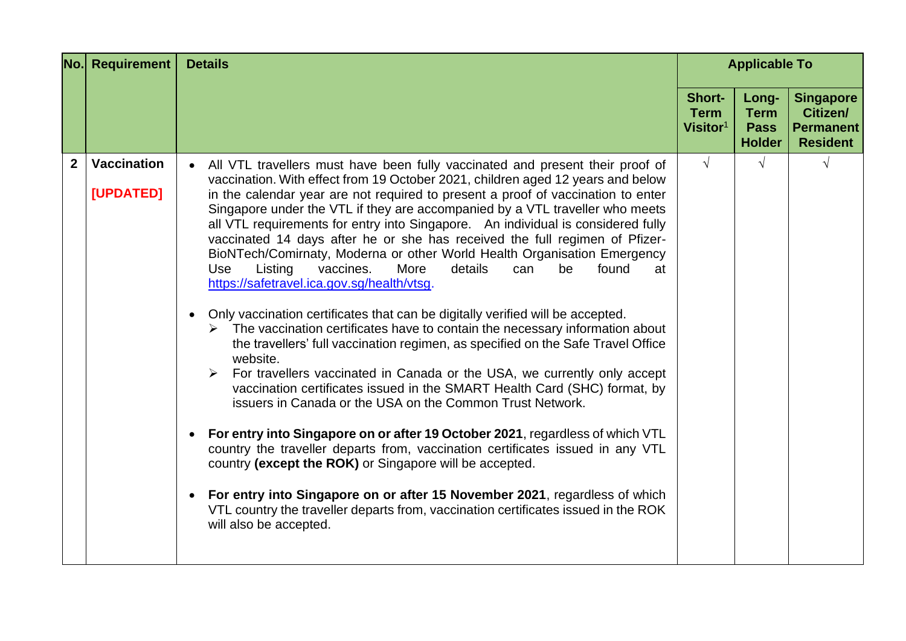| No. | Requirement | Details | Applicable To | | |
|---|---|---|---|---|---|
| | | | **Short-Term Visitor**[1] | **Long-Term Pass Holder** | **Singapore Citizen/ Permanent Resident** |
| **2** | **Vaccination** **[UPDATED]** | • All VTL travellers must have been fully vaccinated and present their proof of vaccination. With effect from 19 October 2021, children aged 12 years and below in the calendar year are not required to present a proof of vaccination to enter Singapore under the VTL if they are accompanied by a VTL traveller who meets all VTL requirements for entry into Singapore. An individual is considered fully vaccinated 14 days after he or she has received the full regimen of Pfizer-BioNTech/Comirnaty, Moderna or other World Health Organisation Emergency Use Listing vaccines. More details can be found at https://safetravel.ica.gov.sg/health/vtsg.<br><br>• Only vaccination certificates that can be digitally verified will be accepted.<br>➢ The vaccination certificates have to contain the necessary information about the travellers' full vaccination regimen, as specified on the Safe Travel Office website.<br>➢ For travellers vaccinated in Canada or the USA, we currently only accept vaccination certificates issued in the SMART Health Card (SHC) format, by issuers in Canada or the USA on the Common Trust Network.<br><br>• **For entry into Singapore on or after 19 October 2021**, regardless of which VTL country the traveller departs from, vaccination certificates issued in any VTL country **(except the ROK)** or Singapore will be accepted.<br><br>• **For entry into Singapore on or after 15 November 2021**, regardless of which VTL country the traveller departs from, vaccination certificates issued in the ROK will also be accepted. | √ | √ | √ |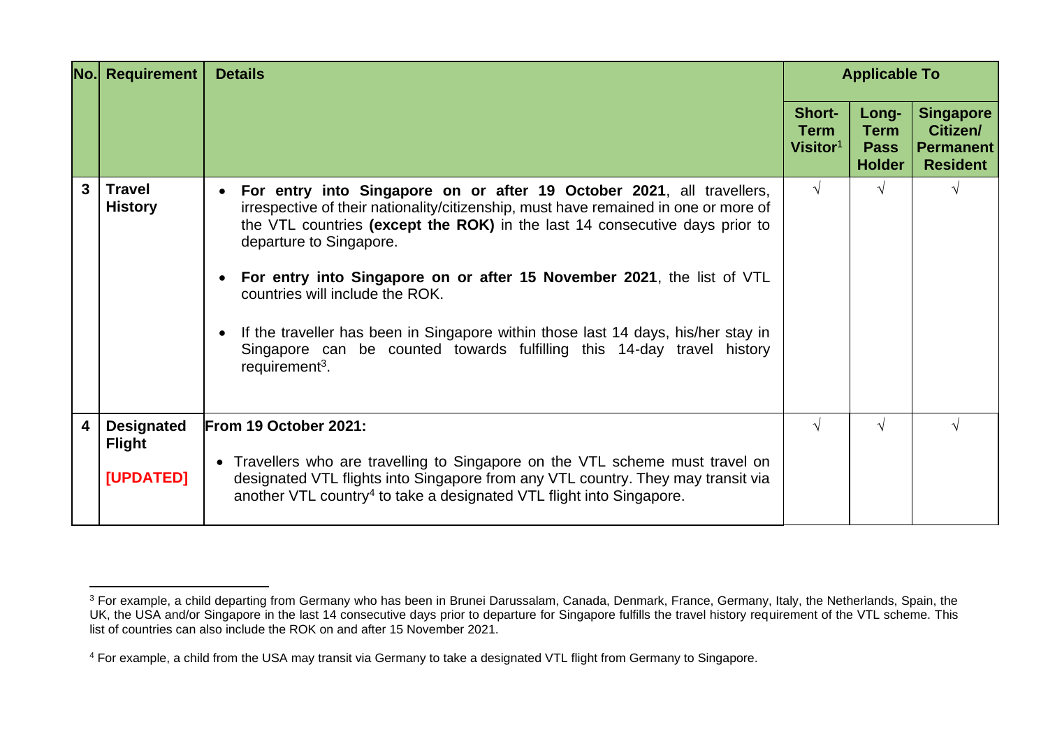| No. | Requirement | Details | Applicable To | | |
|---|---|---|---|---|---|
| | | | **Short-Term Visitor**[1] | **Long-Term Pass Holder** | **Singapore Citizen/ Permanent Resident** |
| **3** | **Travel History** | • **For entry into Singapore on or after 19 October 2021**, all travellers, irrespective of their nationality/citizenship, must have remained in one or more of the VTL countries **(except the ROK)** in the last 14 consecutive days prior to departure to Singapore.<br><br>• **For entry into Singapore on or after 15 November 2021**, the list of VTL countries will include the ROK.<br><br>• If the traveller has been in Singapore within those last 14 days, his/her stay in Singapore can be counted towards fulfilling this 14-day travel history requirement[3]. | √ | √ | √ |
| **4** | **Designated Flight**<br><br>**[UPDATED]** | **From 19 October 2021:**<br><br>• Travellers who are travelling to Singapore on the VTL scheme must travel on designated VTL flights into Singapore from any VTL country. They may transit via another VTL country[4] to take a designated VTL flight into Singapore. | √ | √ | √ |

[3] For example, a child departing from Germany who has been in Brunei Darussalam, Canada, Denmark, France, Germany, Italy, the Netherlands, Spain, the UK, the USA and/or Singapore in the last 14 consecutive days prior to departure for Singapore fulfills the travel history requirement of the VTL scheme. This list of countries can also include the ROK on and after 15 November 2021.

[4] For example, a child from the USA may transit via Germany to take a designated VTL flight from Germany to Singapore.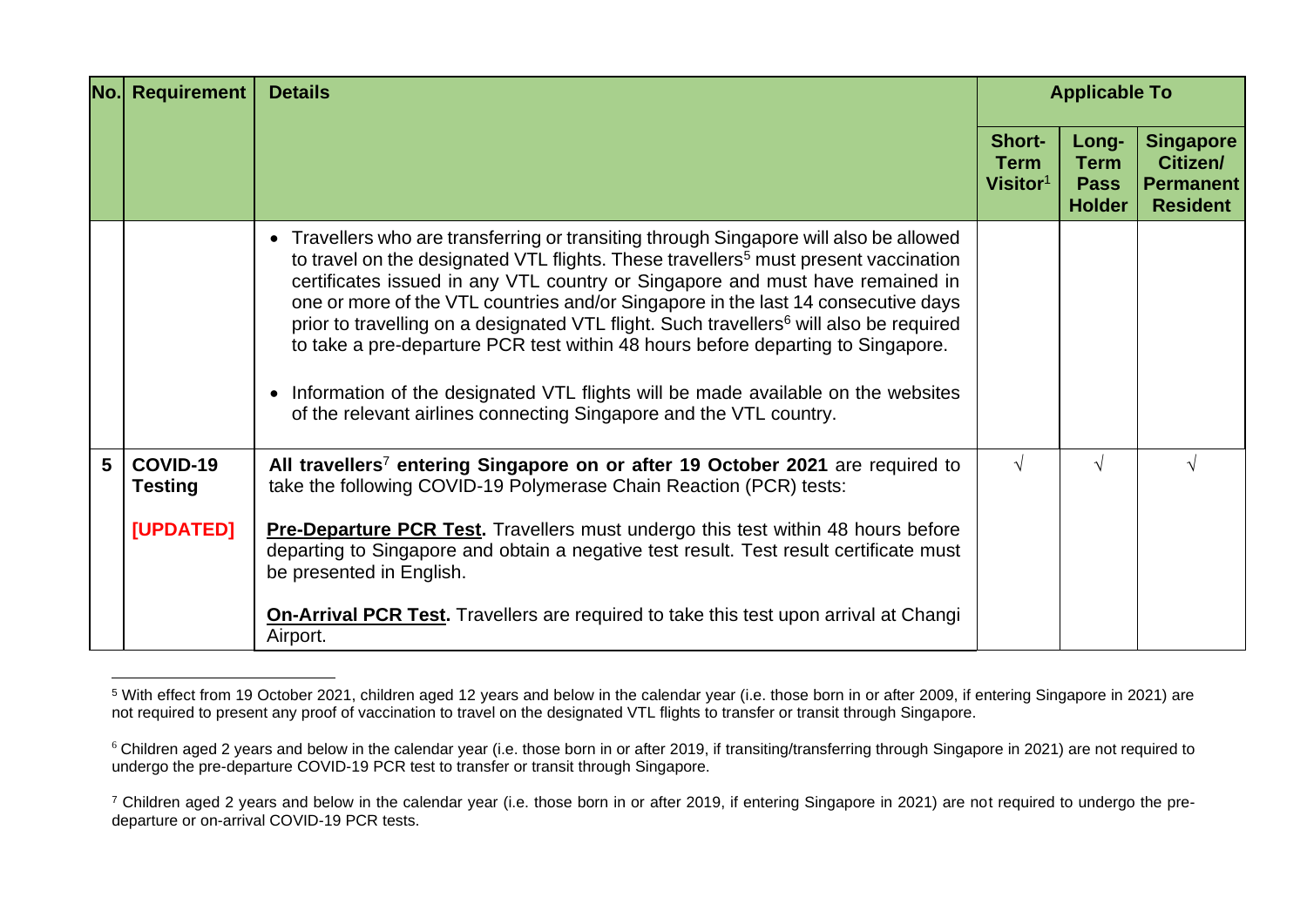| No. | Requirement | Details | Applicable To | | |
|---|---|---|---|---|---|
| | | | **Short-Term Visitor**[1] | **Long-Term Pass Holder** | **Singapore Citizen/ Permanent Resident** |
| | | • Travellers who are transferring or transiting through Singapore will also be allowed to travel on the designated VTL flights. These travellers[5] must present vaccination certificates issued in any VTL country or Singapore and must have remained in one or more of the VTL countries and/or Singapore in the last 14 consecutive days prior to travelling on a designated VTL flight. Such travellers[6] will also be required to take a pre-departure PCR test within 48 hours before departing to Singapore. <br><br> • Information of the designated VTL flights will be made available on the websites of the relevant airlines connecting Singapore and the VTL country. | | | |
| **5** | **COVID-19 Testing** <br><br> **[UPDATED]** | **All travellers**[7] **entering Singapore on or after 19 October 2021** are required to take the following COVID-19 Polymerase Chain Reaction (PCR) tests: <br><br> **Pre-Departure PCR Test.** Travellers must undergo this test within 48 hours before departing to Singapore and obtain a negative test result. Test result certificate must be presented in English. <br><br> **On-Arrival PCR Test.** Travellers are required to take this test upon arrival at Changi Airport. | √ | √ | √ |

[5] With effect from 19 October 2021, children aged 12 years and below in the calendar year (i.e. those born in or after 2009, if entering Singapore in 2021) are not required to present any proof of vaccination to travel on the designated VTL flights to transfer or transit through Singapore.

[6] Children aged 2 years and below in the calendar year (i.e. those born in or after 2019, if transiting/transferring through Singapore in 2021) are not required to undergo the pre-departure COVID-19 PCR test to transfer or transit through Singapore.

[7] Children aged 2 years and below in the calendar year (i.e. those born in or after 2019, if entering Singapore in 2021) are not required to undergo the pre-departure or on-arrival COVID-19 PCR tests.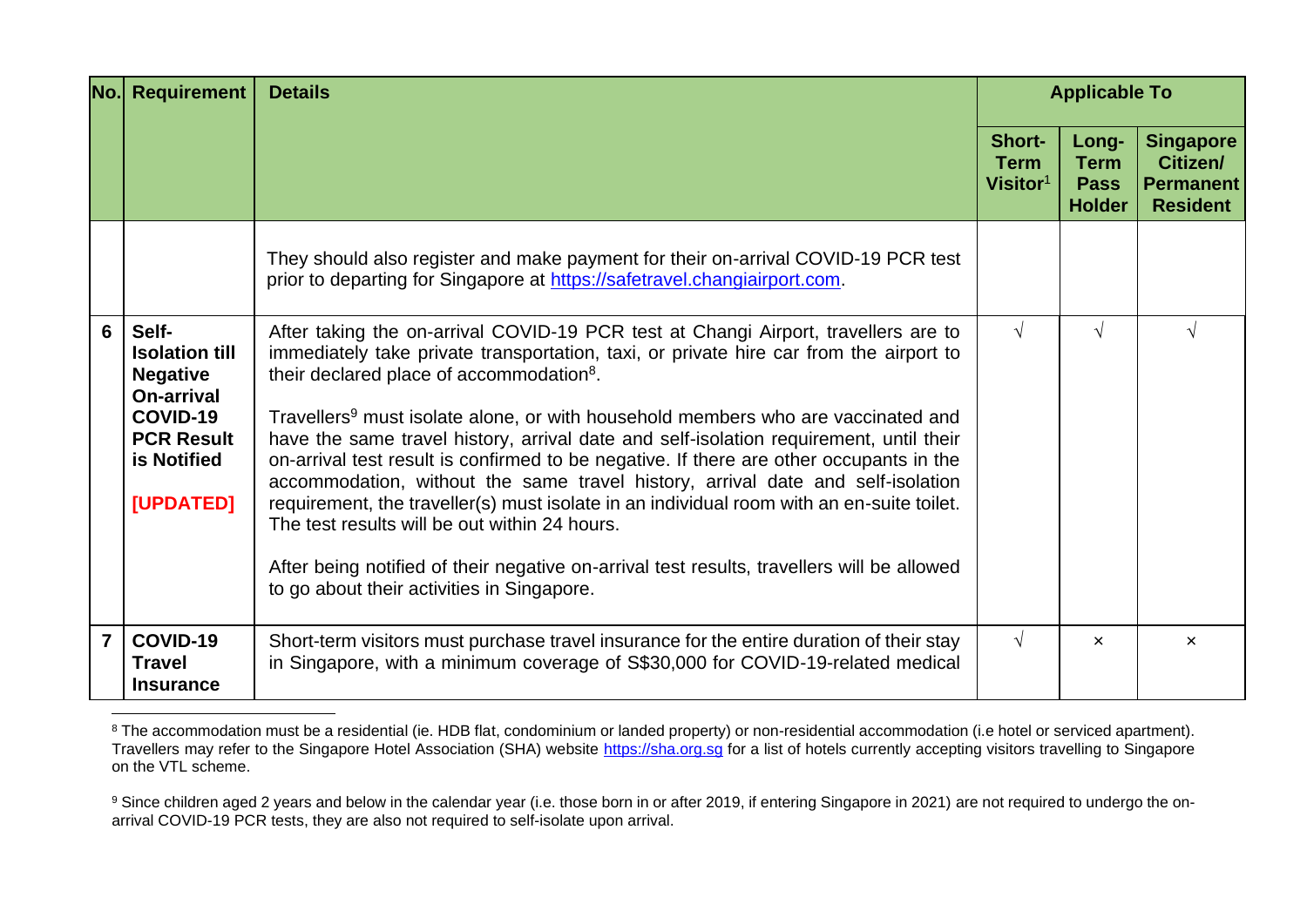| No. | Requirement | Details | Applicable To | | |
|---|---|---|---|---|---|
| | | | Short-Term Visitor[1] | Long-Term Pass Holder | Singapore Citizen/ Permanent Resident |
| | | They should also register and make payment for their on-arrival COVID-19 PCR test prior to departing for Singapore at https://safetravel.changiairport.com. | | | |
| 6 | **Self-Isolation till Negative On-arrival COVID-19 PCR Result is Notified** **[UPDATED]** | After taking the on-arrival COVID-19 PCR test at Changi Airport, travellers are to immediately take private transportation, taxi, or private hire car from the airport to their declared place of accommodation[8].<br><br>Travellers[9] must isolate alone, or with household members who are vaccinated and have the same travel history, arrival date and self-isolation requirement, until their on-arrival test result is confirmed to be negative. If there are other occupants in the accommodation, without the same travel history, arrival date and self-isolation requirement, the traveller(s) must isolate in an individual room with an en-suite toilet. The test results will be out within 24 hours.<br><br>After being notified of their negative on-arrival test results, travellers will be allowed to go about their activities in Singapore. | √ | √ | √ |
| 7 | **COVID-19 Travel Insurance** | Short-term visitors must purchase travel insurance for the entire duration of their stay in Singapore, with a minimum coverage of S$30,000 for COVID-19-related medical | √ | × | × |

[8] The accommodation must be a residential (ie. HDB flat, condominium or landed property) or non-residential accommodation (i.e hotel or serviced apartment). Travellers may refer to the Singapore Hotel Association (SHA) website https://sha.org.sg for a list of hotels currently accepting visitors travelling to Singapore on the VTL scheme.

[9] Since children aged 2 years and below in the calendar year (i.e. those born in or after 2019, if entering Singapore in 2021) are not required to undergo the on-arrival COVID-19 PCR tests, they are also not required to self-isolate upon arrival.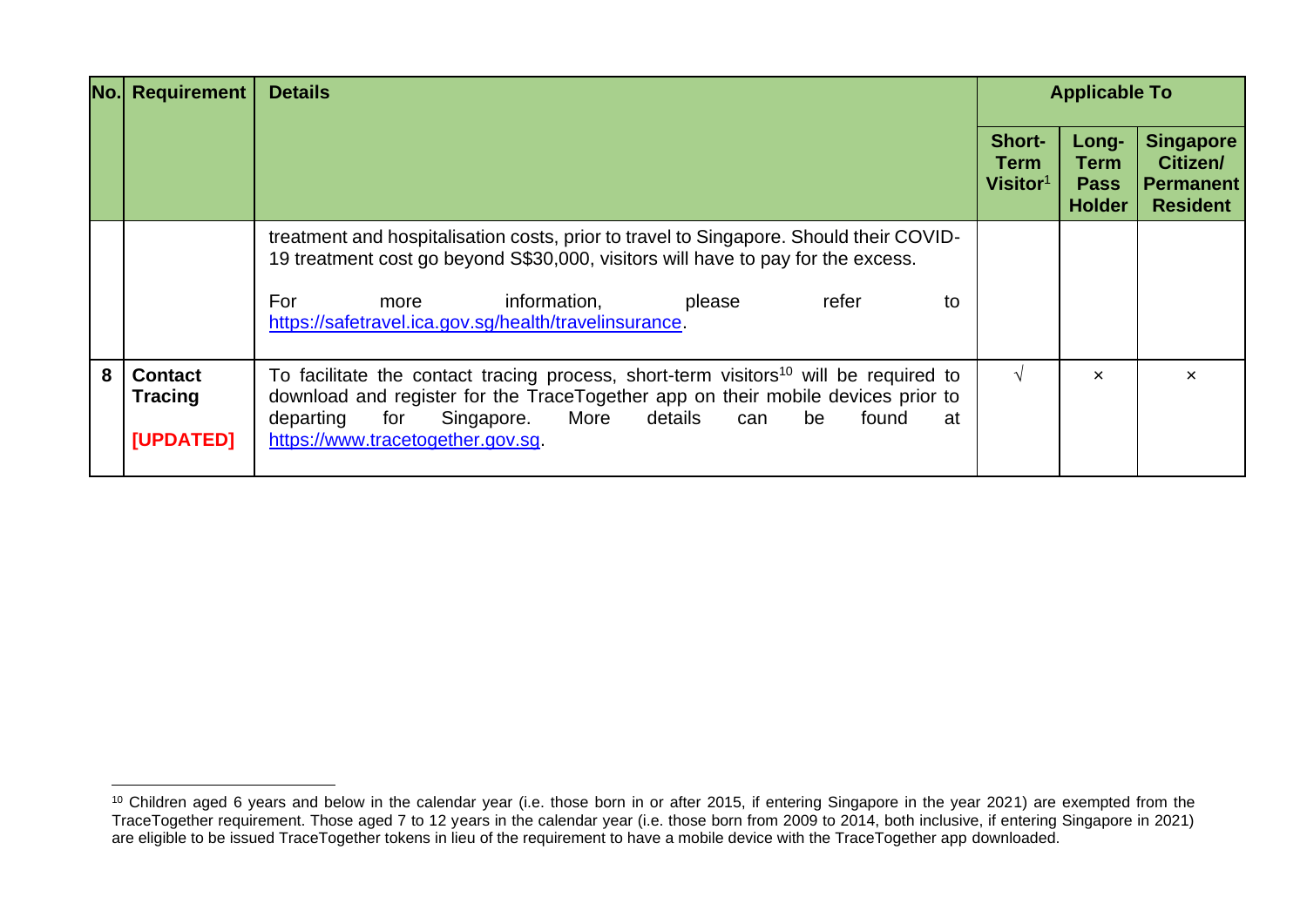| No. | Requirement | Details | Applicable To | | |
|---|---|---|---|---|---|
| | | | Short-Term Visitor[1] | Long-Term Pass Holder | Singapore Citizen/ Permanent Resident |
| | | treatment and hospitalisation costs, prior to travel to Singapore. Should their COVID-19 treatment cost go beyond S$30,000, visitors will have to pay for the excess.<br><br>For more information, please refer to https://safetravel.ica.gov.sg/health/travelinsurance. | | | |
| 8 | **Contact Tracing**<br><br>**[UPDATED]** | To facilitate the contact tracing process, short-term visitors[10] will be required to download and register for the TraceTogether app on their mobile devices prior to departing for Singapore. More details can be found at https://www.tracetogether.gov.sg. | √ | × | × |

[10] Children aged 6 years and below in the calendar year (i.e. those born in or after 2015, if entering Singapore in the year 2021) are exempted from the TraceTogether requirement. Those aged 7 to 12 years in the calendar year (i.e. those born from 2009 to 2014, both inclusive, if entering Singapore in 2021) are eligible to be issued TraceTogether tokens in lieu of the requirement to have a mobile device with the TraceTogether app downloaded.